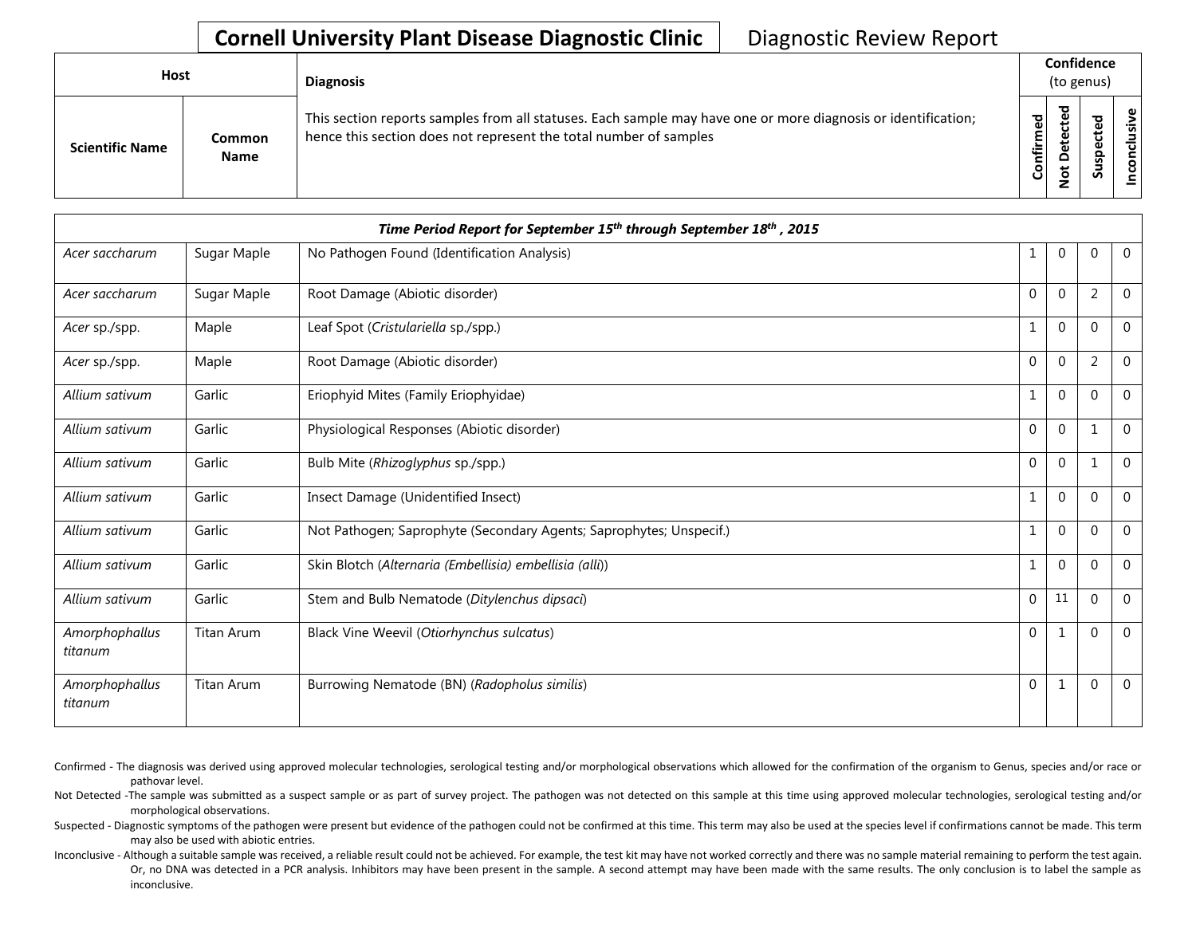# Cornell University Plant Disease Diagnostic Clinic — Diagnostic Review Report

| Host | | Diagnosis | Confidence (to genus) | | | |
|---|---|---|---|---|---|---|
| Scientific Name | Common Name | This section reports samples from all statuses. Each sample may have one or more diagnosis or identification; hence this section does not represent the total number of samples | Confirmed | Not Detected | Suspected | Inconclusive |
| ***Time Period Report for September 15th through September 18th , 2015*** | | | | | | |
| *Acer saccharum* | Sugar Maple | No Pathogen Found (Identification Analysis) | 1 | 0 | 0 | 0 |
| *Acer saccharum* | Sugar Maple | Root Damage (Abiotic disorder) | 0 | 0 | 2 | 0 |
| *Acer* sp./spp. | Maple | Leaf Spot (*Cristulariella* sp./spp.) | 1 | 0 | 0 | 0 |
| *Acer* sp./spp. | Maple | Root Damage (Abiotic disorder) | 0 | 0 | 2 | 0 |
| *Allium sativum* | Garlic | Eriophyid Mites (Family Eriophyidae) | 1 | 0 | 0 | 0 |
| *Allium sativum* | Garlic | Physiological Responses (Abiotic disorder) | 0 | 0 | 1 | 0 |
| *Allium sativum* | Garlic | Bulb Mite (*Rhizoglyphus* sp./spp.) | 0 | 0 | 1 | 0 |
| *Allium sativum* | Garlic | Insect Damage (Unidentified Insect) | 1 | 0 | 0 | 0 |
| *Allium sativum* | Garlic | Not Pathogen; Saprophyte (Secondary Agents; Saprophytes; Unspecif.) | 1 | 0 | 0 | 0 |
| *Allium sativum* | Garlic | Skin Blotch (*Alternaria (Embellisia) embellisia (alli)*) | 1 | 0 | 0 | 0 |
| *Allium sativum* | Garlic | Stem and Bulb Nematode (*Ditylenchus dipsaci*) | 0 | 11 | 0 | 0 |
| *Amorphophallus titanum* | Titan Arum | Black Vine Weevil (*Otiorhynchus sulcatus*) | 0 | 1 | 0 | 0 |
| *Amorphophallus titanum* | Titan Arum | Burrowing Nematode (BN) (*Radopholus similis*) | 0 | 1 | 0 | 0 |

Confirmed - The diagnosis was derived using approved molecular technologies, serological testing and/or morphological observations which allowed for the confirmation of the organism to Genus, species and/or race or pathovar level.

Not Detected -The sample was submitted as a suspect sample or as part of survey project. The pathogen was not detected on this sample at this time using approved molecular technologies, serological testing and/or morphological observations.

Suspected - Diagnostic symptoms of the pathogen were present but evidence of the pathogen could not be confirmed at this time. This term may also be used at the species level if confirmations cannot be made. This term may also be used with abiotic entries.

Inconclusive - Although a suitable sample was received, a reliable result could not be achieved. For example, the test kit may have not worked correctly and there was no sample material remaining to perform the test again. Or, no DNA was detected in a PCR analysis. Inhibitors may have been present in the sample. A second attempt may have been made with the same results. The only conclusion is to label the sample as inconclusive.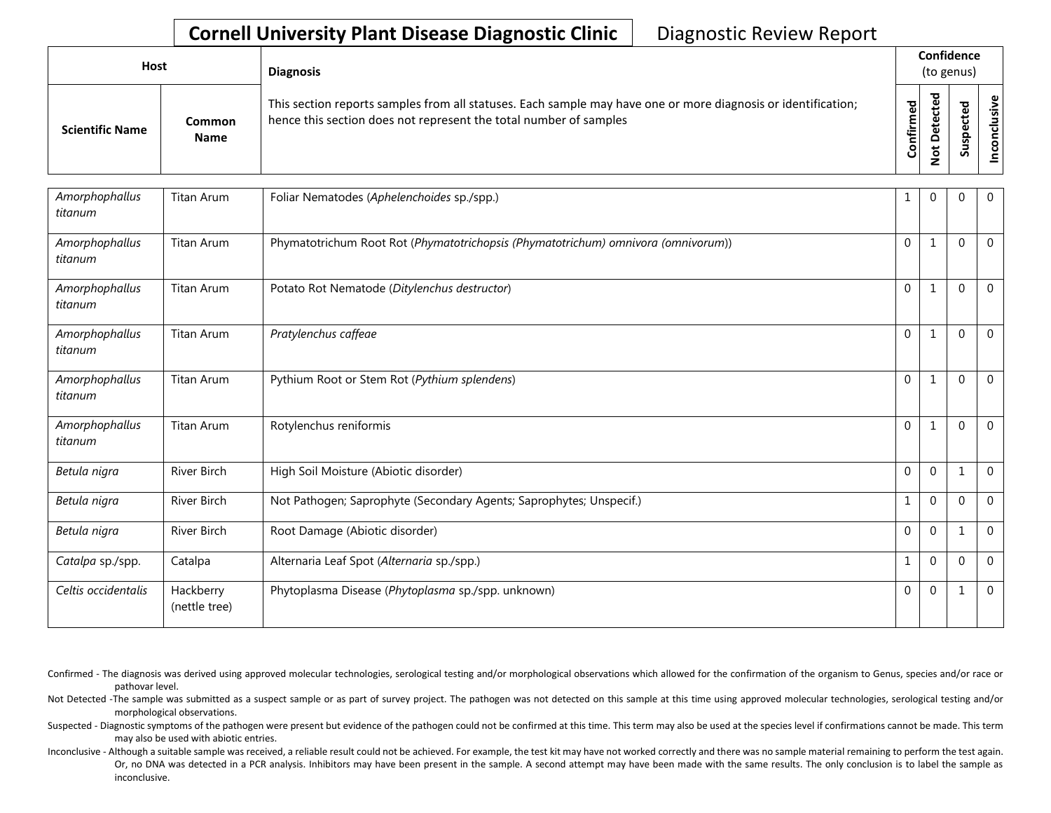**Cornell University Plant Disease Diagnostic Clinic** Diagnostic Review Report

| Host | | Diagnosis | Confidence (to genus) | | | |
|---|---|---|---|---|---|---|
| Scientific Name | Common Name | This section reports samples from all statuses. Each sample may have one or more diagnosis or identification; hence this section does not represent the total number of samples | Confirmed | Not Detected | Suspected | Inconclusive |
| *Amorphophallus titanum* | Titan Arum | Foliar Nematodes (*Aphelenchoides* sp./spp.) | 1 | 0 | 0 | 0 |
| *Amorphophallus titanum* | Titan Arum | Phymatotrichum Root Rot (*Phymatotrichopsis (Phymatotrichum) omnivora (omnivorum)*) | 0 | 1 | 0 | 0 |
| *Amorphophallus titanum* | Titan Arum | Potato Rot Nematode (*Ditylenchus destructor*) | 0 | 1 | 0 | 0 |
| *Amorphophallus titanum* | Titan Arum | *Pratylenchus caffeae* | 0 | 1 | 0 | 0 |
| *Amorphophallus titanum* | Titan Arum | Pythium Root or Stem Rot (*Pythium splendens*) | 0 | 1 | 0 | 0 |
| *Amorphophallus titanum* | Titan Arum | Rotylenchus reniformis | 0 | 1 | 0 | 0 |
| *Betula nigra* | River Birch | High Soil Moisture (Abiotic disorder) | 0 | 0 | 1 | 0 |
| *Betula nigra* | River Birch | Not Pathogen; Saprophyte (Secondary Agents; Saprophytes; Unspecif.) | 1 | 0 | 0 | 0 |
| *Betula nigra* | River Birch | Root Damage (Abiotic disorder) | 0 | 0 | 1 | 0 |
| *Catalpa* sp./spp. | Catalpa | Alternaria Leaf Spot (*Alternaria* sp./spp.) | 1 | 0 | 0 | 0 |
| *Celtis occidentalis* | Hackberry (nettle tree) | Phytoplasma Disease (*Phytoplasma* sp./spp. unknown) | 0 | 0 | 1 | 0 |

Confirmed - The diagnosis was derived using approved molecular technologies, serological testing and/or morphological observations which allowed for the confirmation of the organism to Genus, species and/or race or pathovar level.

Not Detected -The sample was submitted as a suspect sample or as part of survey project. The pathogen was not detected on this sample at this time using approved molecular technologies, serological testing and/or morphological observations.

Suspected - Diagnostic symptoms of the pathogen were present but evidence of the pathogen could not be confirmed at this time. This term may also be used at the species level if confirmations cannot be made. This term may also be used with abiotic entries.

Inconclusive - Although a suitable sample was received, a reliable result could not be achieved. For example, the test kit may have not worked correctly and there was no sample material remaining to perform the test again. Or, no DNA was detected in a PCR analysis. Inhibitors may have been present in the sample. A second attempt may have been made with the same results. The only conclusion is to label the sample as inconclusive.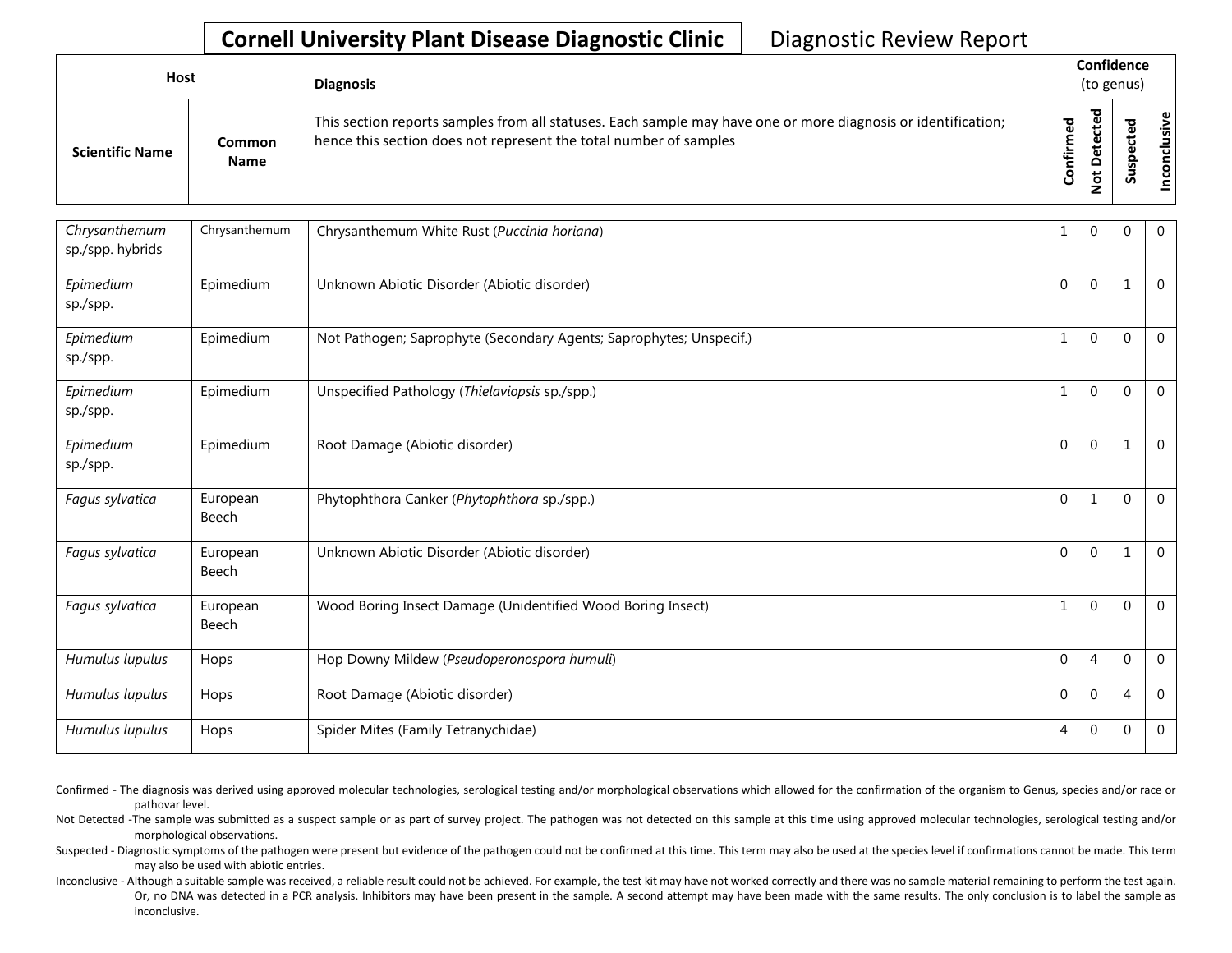## Cornell University Plant Disease Diagnostic Clinic

Diagnostic Review Report

| Host | | Diagnosis | Confidence (to genus) | | | |
|---|---|---|---|---|---|---|
| Scientific Name | Common Name | This section reports samples from all statuses. Each sample may have one or more diagnosis or identification; hence this section does not represent the total number of samples | Confirmed | Not Detected | Suspected | Inconclusive |
| *Chrysanthemum* sp./spp. hybrids | Chrysanthemum | Chrysanthemum White Rust (*Puccinia horiana*) | 1 | 0 | 0 | 0 |
| *Epimedium* sp./spp. | Epimedium | Unknown Abiotic Disorder (Abiotic disorder) | 0 | 0 | 1 | 0 |
| *Epimedium* sp./spp. | Epimedium | Not Pathogen; Saprophyte (Secondary Agents; Saprophytes; Unspecif.) | 1 | 0 | 0 | 0 |
| *Epimedium* sp./spp. | Epimedium | Unspecified Pathology (*Thielaviopsis* sp./spp.) | 1 | 0 | 0 | 0 |
| *Epimedium* sp./spp. | Epimedium | Root Damage (Abiotic disorder) | 0 | 0 | 1 | 0 |
| *Fagus sylvatica* | European Beech | Phytophthora Canker (*Phytophthora* sp./spp.) | 0 | 1 | 0 | 0 |
| *Fagus sylvatica* | European Beech | Unknown Abiotic Disorder (Abiotic disorder) | 0 | 0 | 1 | 0 |
| *Fagus sylvatica* | European Beech | Wood Boring Insect Damage (Unidentified Wood Boring Insect) | 1 | 0 | 0 | 0 |
| *Humulus lupulus* | Hops | Hop Downy Mildew (*Pseudoperonospora humuli*) | 0 | 4 | 0 | 0 |
| *Humulus lupulus* | Hops | Root Damage (Abiotic disorder) | 0 | 0 | 4 | 0 |
| *Humulus lupulus* | Hops | Spider Mites (Family Tetranychidae) | 4 | 0 | 0 | 0 |

Confirmed - The diagnosis was derived using approved molecular technologies, serological testing and/or morphological observations which allowed for the confirmation of the organism to Genus, species and/or race or pathovar level.

Not Detected -The sample was submitted as a suspect sample or as part of survey project. The pathogen was not detected on this sample at this time using approved molecular technologies, serological testing and/or morphological observations.

Suspected - Diagnostic symptoms of the pathogen were present but evidence of the pathogen could not be confirmed at this time. This term may also be used at the species level if confirmations cannot be made. This term may also be used with abiotic entries.

Inconclusive - Although a suitable sample was received, a reliable result could not be achieved. For example, the test kit may have not worked correctly and there was no sample material remaining to perform the test again. Or, no DNA was detected in a PCR analysis. Inhibitors may have been present in the sample. A second attempt may have been made with the same results. The only conclusion is to label the sample as inconclusive.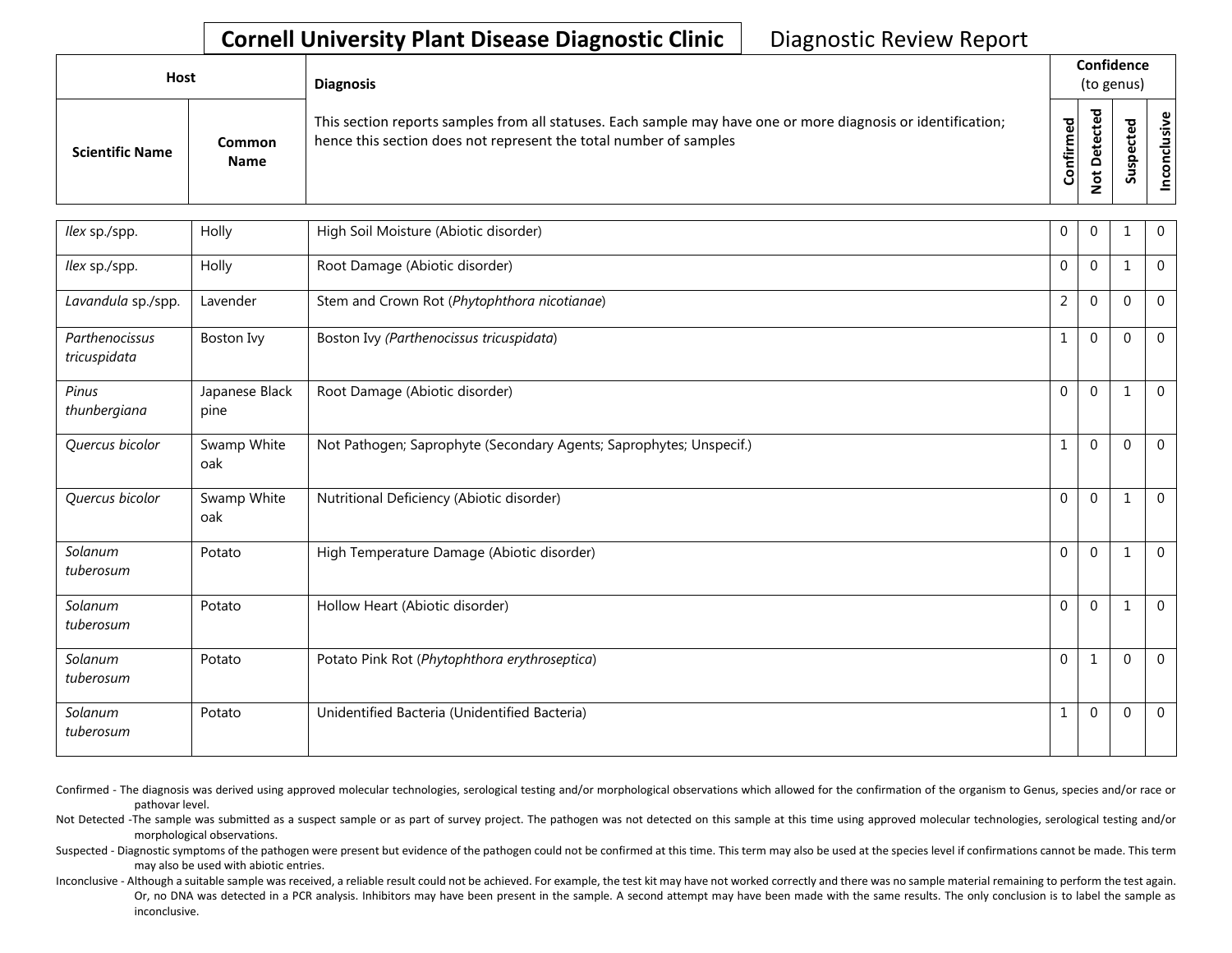**Cornell University Plant Disease Diagnostic Clinic** Diagnostic Review Report

| Host | | Diagnosis | Confidence (to genus) | | | |
|---|---|---|---|---|---|---|
| Scientific Name | Common Name | This section reports samples from all statuses. Each sample may have one or more diagnosis or identification; hence this section does not represent the total number of samples | Confirmed | Not Detected | Suspected | Inconclusive |
| *Ilex* sp./spp. | Holly | High Soil Moisture (Abiotic disorder) | 0 | 0 | 1 | 0 |
| *Ilex* sp./spp. | Holly | Root Damage (Abiotic disorder) | 0 | 0 | 1 | 0 |
| *Lavandula* sp./spp. | Lavender | Stem and Crown Rot (*Phytophthora nicotianae*) | 2 | 0 | 0 | 0 |
| *Parthenocissus tricuspidata* | Boston Ivy | Boston Ivy (*Parthenocissus tricuspidata*) | 1 | 0 | 0 | 0 |
| *Pinus thunbergiana* | Japanese Black pine | Root Damage (Abiotic disorder) | 0 | 0 | 1 | 0 |
| *Quercus bicolor* | Swamp White oak | Not Pathogen; Saprophyte (Secondary Agents; Saprophytes; Unspecif.) | 1 | 0 | 0 | 0 |
| *Quercus bicolor* | Swamp White oak | Nutritional Deficiency (Abiotic disorder) | 0 | 0 | 1 | 0 |
| *Solanum tuberosum* | Potato | High Temperature Damage (Abiotic disorder) | 0 | 0 | 1 | 0 |
| *Solanum tuberosum* | Potato | Hollow Heart (Abiotic disorder) | 0 | 0 | 1 | 0 |
| *Solanum tuberosum* | Potato | Potato Pink Rot (*Phytophthora erythroseptica*) | 0 | 1 | 0 | 0 |
| *Solanum tuberosum* | Potato | Unidentified Bacteria (Unidentified Bacteria) | 1 | 0 | 0 | 0 |

Confirmed - The diagnosis was derived using approved molecular technologies, serological testing and/or morphological observations which allowed for the confirmation of the organism to Genus, species and/or race or pathovar level.

Not Detected -The sample was submitted as a suspect sample or as part of survey project. The pathogen was not detected on this sample at this time using approved molecular technologies, serological testing and/or morphological observations.

Suspected - Diagnostic symptoms of the pathogen were present but evidence of the pathogen could not be confirmed at this time. This term may also be used at the species level if confirmations cannot be made. This term may also be used with abiotic entries.

Inconclusive - Although a suitable sample was received, a reliable result could not be achieved. For example, the test kit may have not worked correctly and there was no sample material remaining to perform the test again. Or, no DNA was detected in a PCR analysis. Inhibitors may have been present in the sample. A second attempt may have been made with the same results. The only conclusion is to label the sample as inconclusive.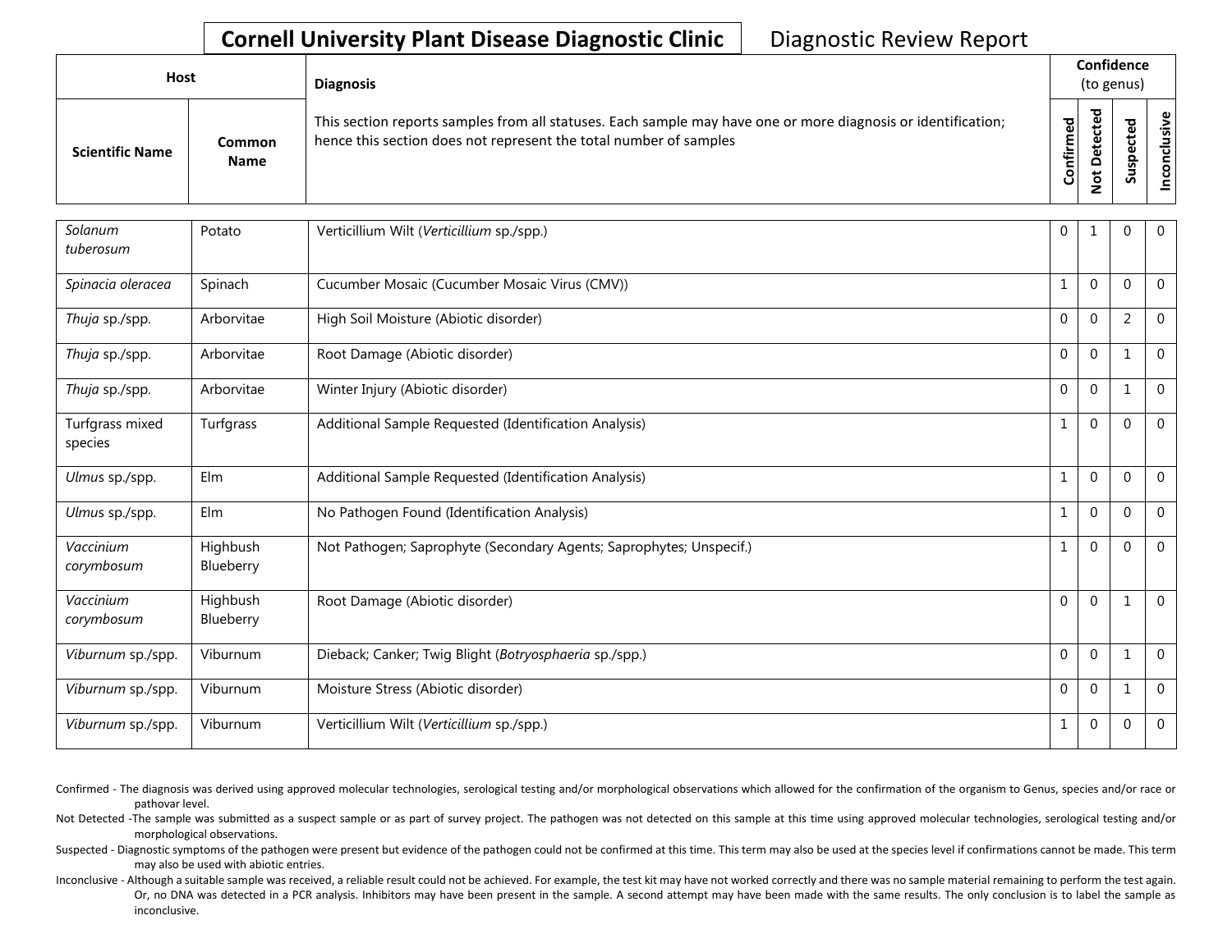# Cornell University Plant Disease Diagnostic Clinic

Diagnostic Review Report

| Host | | Diagnosis | Confidence (to genus) | | | |
|---|---|---|---|---|---|---|
| Scientific Name | Common Name | This section reports samples from all statuses. Each sample may have one or more diagnosis or identification; hence this section does not represent the total number of samples | Confirmed | Not Detected | Suspected | Inconclusive |
| *Solanum tuberosum* | Potato | Verticillium Wilt (*Verticillium* sp./spp.) | 0 | 1 | 0 | 0 |
| *Spinacia oleracea* | Spinach | Cucumber Mosaic (Cucumber Mosaic Virus (CMV)) | 1 | 0 | 0 | 0 |
| *Thuja* sp./spp. | Arborvitae | High Soil Moisture (Abiotic disorder) | 0 | 0 | 2 | 0 |
| *Thuja* sp./spp. | Arborvitae | Root Damage (Abiotic disorder) | 0 | 0 | 1 | 0 |
| *Thuja* sp./spp. | Arborvitae | Winter Injury (Abiotic disorder) | 0 | 0 | 1 | 0 |
| Turfgrass mixed species | Turfgrass | Additional Sample Requested (Identification Analysis) | 1 | 0 | 0 | 0 |
| *Ulmus* sp./spp. | Elm | Additional Sample Requested (Identification Analysis) | 1 | 0 | 0 | 0 |
| *Ulmus* sp./spp. | Elm | No Pathogen Found (Identification Analysis) | 1 | 0 | 0 | 0 |
| *Vaccinium corymbosum* | Highbush Blueberry | Not Pathogen; Saprophyte (Secondary Agents; Saprophytes; Unspecif.) | 1 | 0 | 0 | 0 |
| *Vaccinium corymbosum* | Highbush Blueberry | Root Damage (Abiotic disorder) | 0 | 0 | 1 | 0 |
| *Viburnum* sp./spp. | Viburnum | Dieback; Canker; Twig Blight (*Botryosphaeria* sp./spp.) | 0 | 0 | 1 | 0 |
| *Viburnum* sp./spp. | Viburnum | Moisture Stress (Abiotic disorder) | 0 | 0 | 1 | 0 |
| *Viburnum* sp./spp. | Viburnum | Verticillium Wilt (*Verticillium* sp./spp.) | 1 | 0 | 0 | 0 |

Confirmed - The diagnosis was derived using approved molecular technologies, serological testing and/or morphological observations which allowed for the confirmation of the organism to Genus, species and/or race or pathovar level.

Not Detected -The sample was submitted as a suspect sample or as part of survey project. The pathogen was not detected on this sample at this time using approved molecular technologies, serological testing and/or morphological observations.

Suspected - Diagnostic symptoms of the pathogen were present but evidence of the pathogen could not be confirmed at this time. This term may also be used at the species level if confirmations cannot be made. This term may also be used with abiotic entries.

Inconclusive - Although a suitable sample was received, a reliable result could not be achieved. For example, the test kit may have not worked correctly and there was no sample material remaining to perform the test again. Or, no DNA was detected in a PCR analysis. Inhibitors may have been present in the sample. A second attempt may have been made with the same results. The only conclusion is to label the sample as inconclusive.